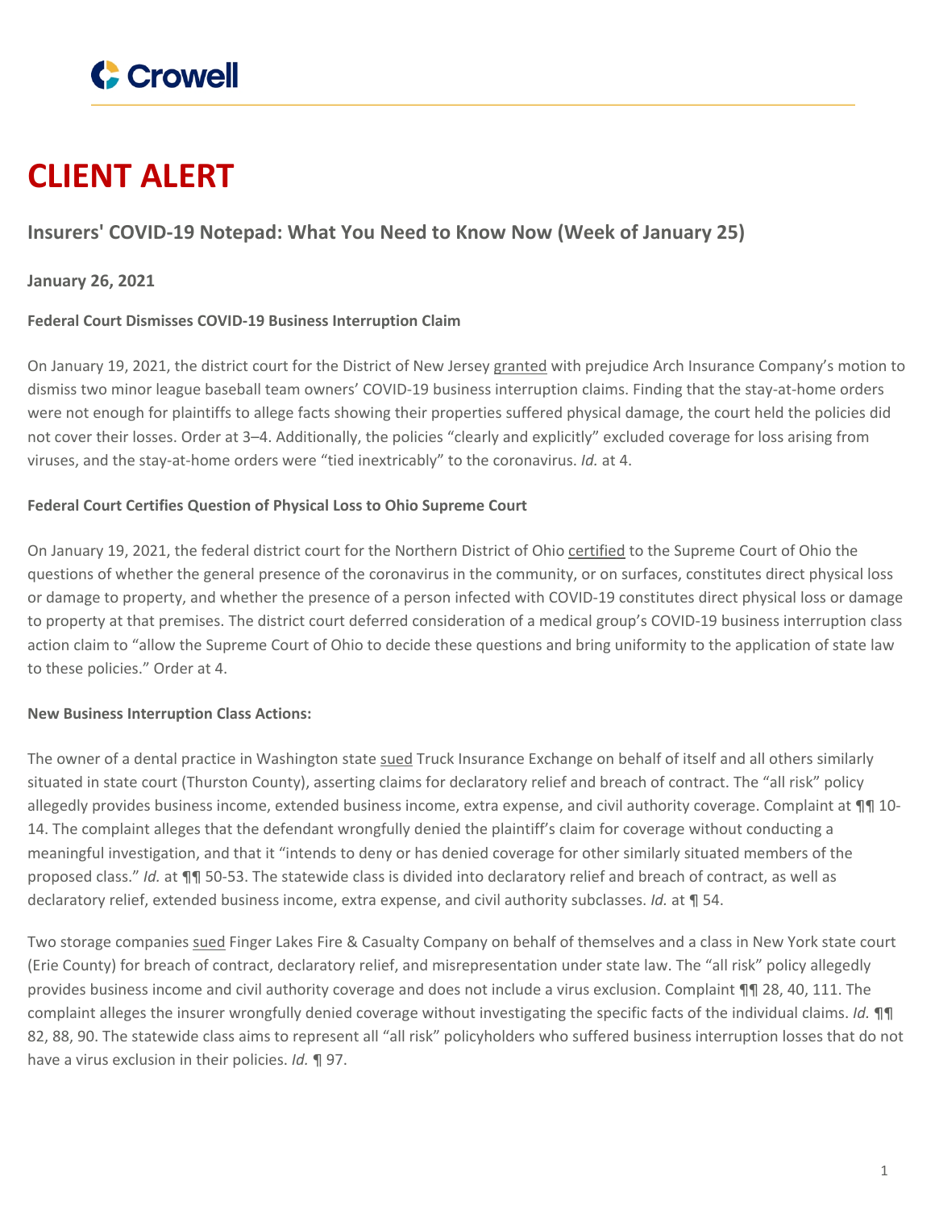Crowell

# CLIENT ALERT

## Insurers' COVID-19 Notepad: What You Need to Know Now (Week of January 25)

**January 26, 2021**

**Federal Court Dismisses COVID-19 Business Interruption Claim**

On January 19, 2021, the district court for the District of New Jersey granted with prejudice Arch Insurance Company's motion to dismiss two minor league baseball team owners' COVID-19 business interruption claims. Finding that the stay-at-home orders were not enough for plaintiffs to allege facts showing their properties suffered physical damage, the court held the policies did not cover their losses. Order at 3–4. Additionally, the policies "clearly and explicitly" excluded coverage for loss arising from viruses, and the stay-at-home orders were "tied inextricably" to the coronavirus. *Id.* at 4.

**Federal Court Certifies Question of Physical Loss to Ohio Supreme Court**

On January 19, 2021, the federal district court for the Northern District of Ohio certified to the Supreme Court of Ohio the questions of whether the general presence of the coronavirus in the community, or on surfaces, constitutes direct physical loss or damage to property, and whether the presence of a person infected with COVID-19 constitutes direct physical loss or damage to property at that premises. The district court deferred consideration of a medical group's COVID-19 business interruption class action claim to "allow the Supreme Court of Ohio to decide these questions and bring uniformity to the application of state law to these policies." Order at 4.

**New Business Interruption Class Actions:**

The owner of a dental practice in Washington state sued Truck Insurance Exchange on behalf of itself and all others similarly situated in state court (Thurston County), asserting claims for declaratory relief and breach of contract. The "all risk" policy allegedly provides business income, extended business income, extra expense, and civil authority coverage. Complaint at ¶¶ 10-14. The complaint alleges that the defendant wrongfully denied the plaintiff's claim for coverage without conducting a meaningful investigation, and that it "intends to deny or has denied coverage for other similarly situated members of the proposed class." *Id.* at ¶¶ 50-53. The statewide class is divided into declaratory relief and breach of contract, as well as declaratory relief, extended business income, extra expense, and civil authority subclasses. *Id.* at ¶ 54.

Two storage companies sued Finger Lakes Fire & Casualty Company on behalf of themselves and a class in New York state court (Erie County) for breach of contract, declaratory relief, and misrepresentation under state law. The "all risk" policy allegedly provides business income and civil authority coverage and does not include a virus exclusion. Complaint ¶¶ 28, 40, 111. The complaint alleges the insurer wrongfully denied coverage without investigating the specific facts of the individual claims. *Id.* ¶¶ 82, 88, 90. The statewide class aims to represent all "all risk" policyholders who suffered business interruption losses that do not have a virus exclusion in their policies. *Id.* ¶ 97.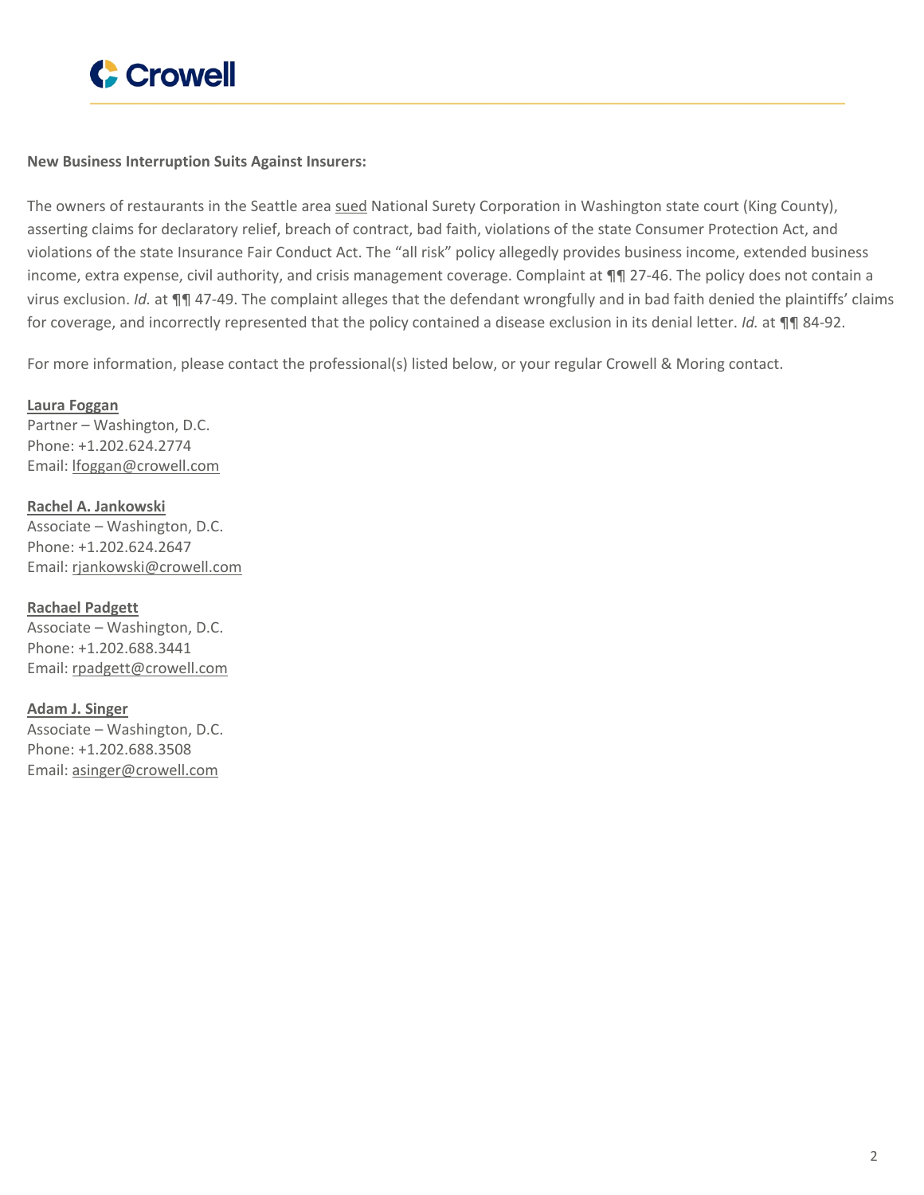**New Business Interruption Suits Against Insurers:**

The owners of restaurants in the Seattle area sued National Surety Corporation in Washington state court (King County), asserting claims for declaratory relief, breach of contract, bad faith, violations of the state Consumer Protection Act, and violations of the state Insurance Fair Conduct Act. The "all risk" policy allegedly provides business income, extended business income, extra expense, civil authority, and crisis management coverage. Complaint at ¶¶ 27-46. The policy does not contain a virus exclusion. *Id.* at ¶¶ 47-49. The complaint alleges that the defendant wrongfully and in bad faith denied the plaintiffs' claims for coverage, and incorrectly represented that the policy contained a disease exclusion in its denial letter. *Id.* at ¶¶ 84-92.

For more information, please contact the professional(s) listed below, or your regular Crowell & Moring contact.

**Laura Foggan**
Partner – Washington, D.C.
Phone: +1.202.624.2774
Email: lfoggan@crowell.com

**Rachel A. Jankowski**
Associate – Washington, D.C.
Phone: +1.202.624.2647
Email: rjankowski@crowell.com

**Rachael Padgett**
Associate – Washington, D.C.
Phone: +1.202.688.3441
Email: rpadgett@crowell.com

**Adam J. Singer**
Associate – Washington, D.C.
Phone: +1.202.688.3508
Email: asinger@crowell.com